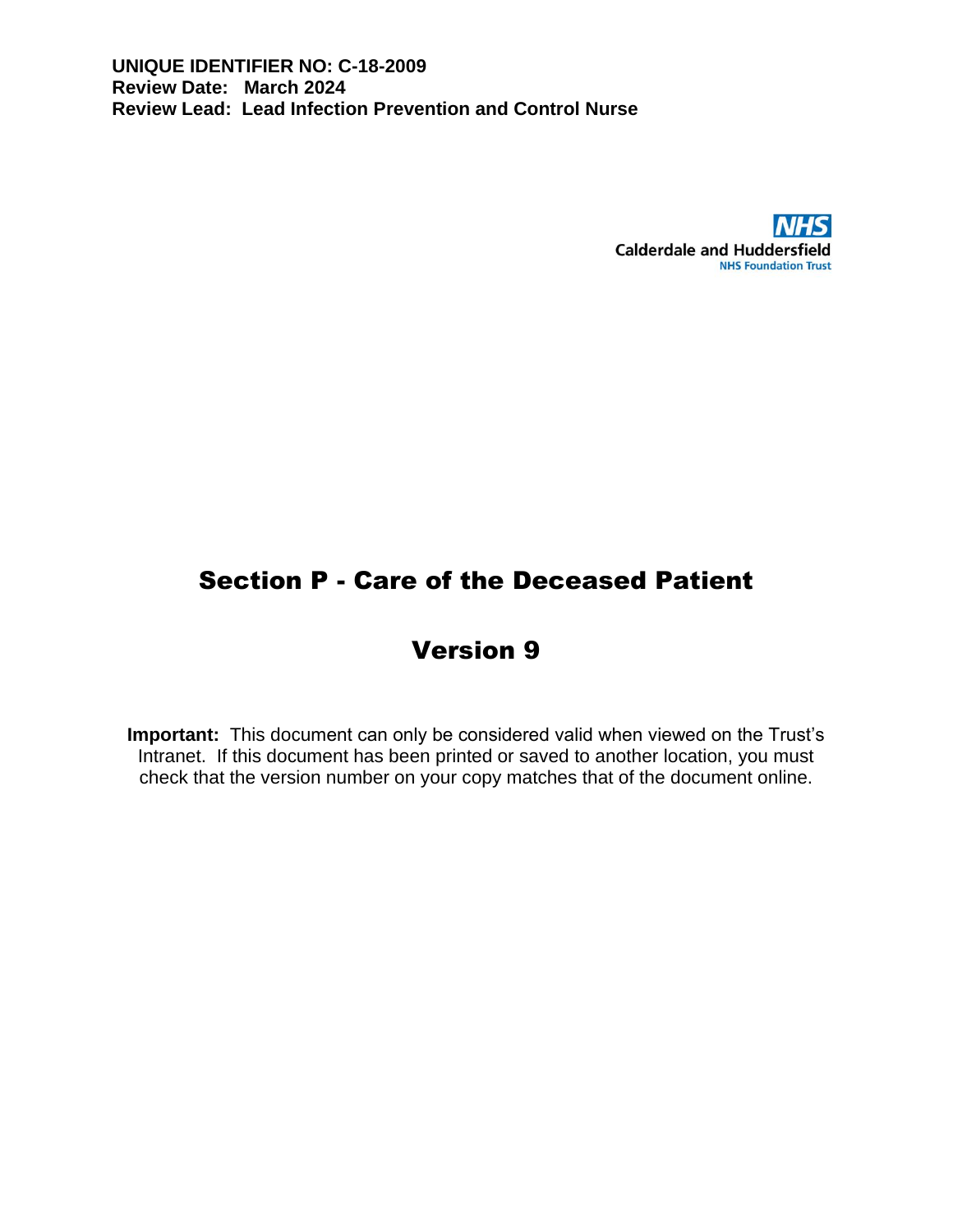**UNIQUE IDENTIFIER NO: C-18-2009**
**Review Date: March 2024**
**Review Lead: Lead Infection Prevention and Control Nurse**

NHS
Calderdale and Huddersfield
NHS Foundation Trust

# Section P - Care of the Deceased Patient

# Version 9

**Important:** This document can only be considered valid when viewed on the Trust's Intranet. If this document has been printed or saved to another location, you must check that the version number on your copy matches that of the document online.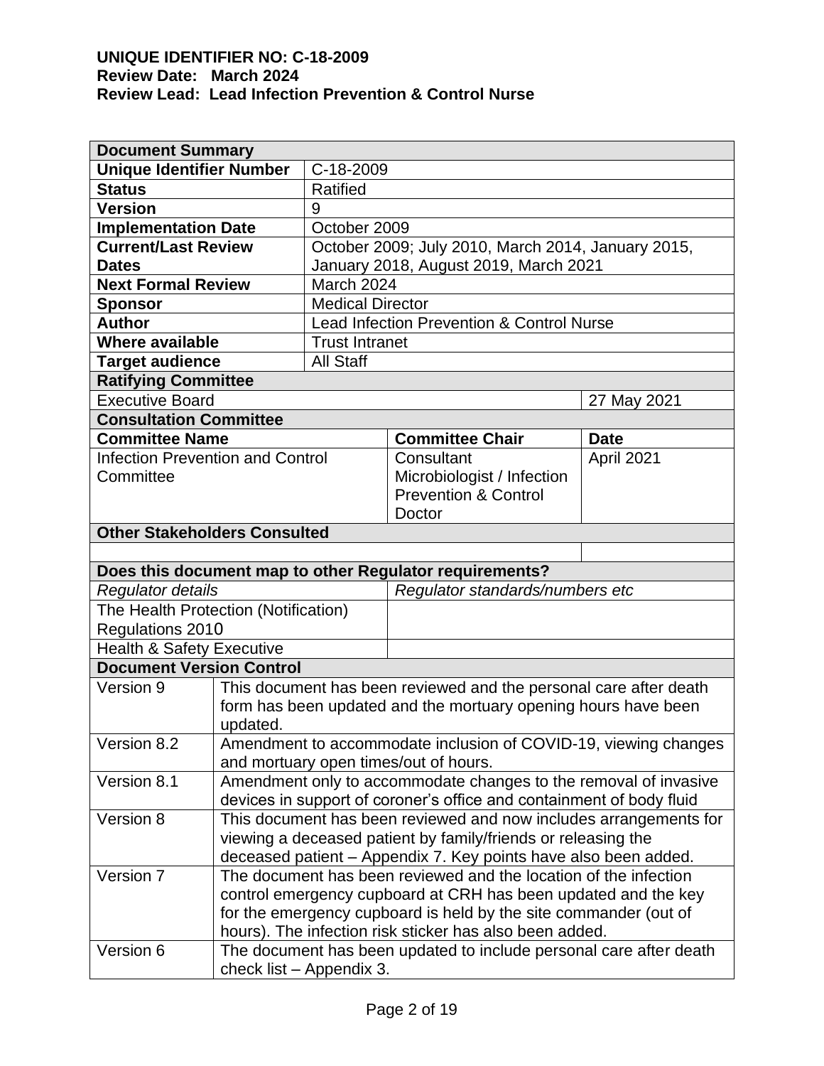**UNIQUE IDENTIFIER NO: C-18-2009**
**Review Date: March 2024**
**Review Lead: Lead Infection Prevention & Control Nurse**

| **Document Summary** | | | |
|---|---|---|---|
| **Unique Identifier Number** | C-18-2009 | | |
| **Status** | Ratified | | |
| **Version** | 9 | | |
| **Implementation Date** | October 2009 | | |
| **Current/Last Review Dates** | October 2009; July 2010, March 2014, January 2015, January 2018, August 2019, March 2021 | | |
| **Next Formal Review** | March 2024 | | |
| **Sponsor** | Medical Director | | |
| **Author** | Lead Infection Prevention & Control Nurse | | |
| **Where available** | Trust Intranet | | |
| **Target audience** | All Staff | | |
| **Ratifying Committee** | | | |
| Executive Board | | | 27 May 2021 |
| **Consultation Committee** | | | |
| **Committee Name** | | **Committee Chair** | **Date** |
| Infection Prevention and Control Committee | | Consultant Microbiologist / Infection Prevention & Control Doctor | April 2021 |
| **Other Stakeholders Consulted** | | | |
| | | | |
| **Does this document map to other Regulator requirements?** | | | |
| *Regulator details* | | *Regulator standards/numbers etc* | |
| The Health Protection (Notification) Regulations 2010 | | | |
| Health & Safety Executive | | | |

| **Document Version Control** | |
|---|---|
| Version 9 | This document has been reviewed and the personal care after death form has been updated and the mortuary opening hours have been updated. |
| Version 8.2 | Amendment to accommodate inclusion of COVID-19, viewing changes and mortuary open times/out of hours. |
| Version 8.1 | Amendment only to accommodate changes to the removal of invasive devices in support of coroner's office and containment of body fluid |
| Version 8 | This document has been reviewed and now includes arrangements for viewing a deceased patient by family/friends or releasing the deceased patient – Appendix 7. Key points have also been added. |
| Version 7 | The document has been reviewed and the location of the infection control emergency cupboard at CRH has been updated and the key for the emergency cupboard is held by the site commander (out of hours). The infection risk sticker has also been added. |
| Version 6 | The document has been updated to include personal care after death check list – Appendix 3. |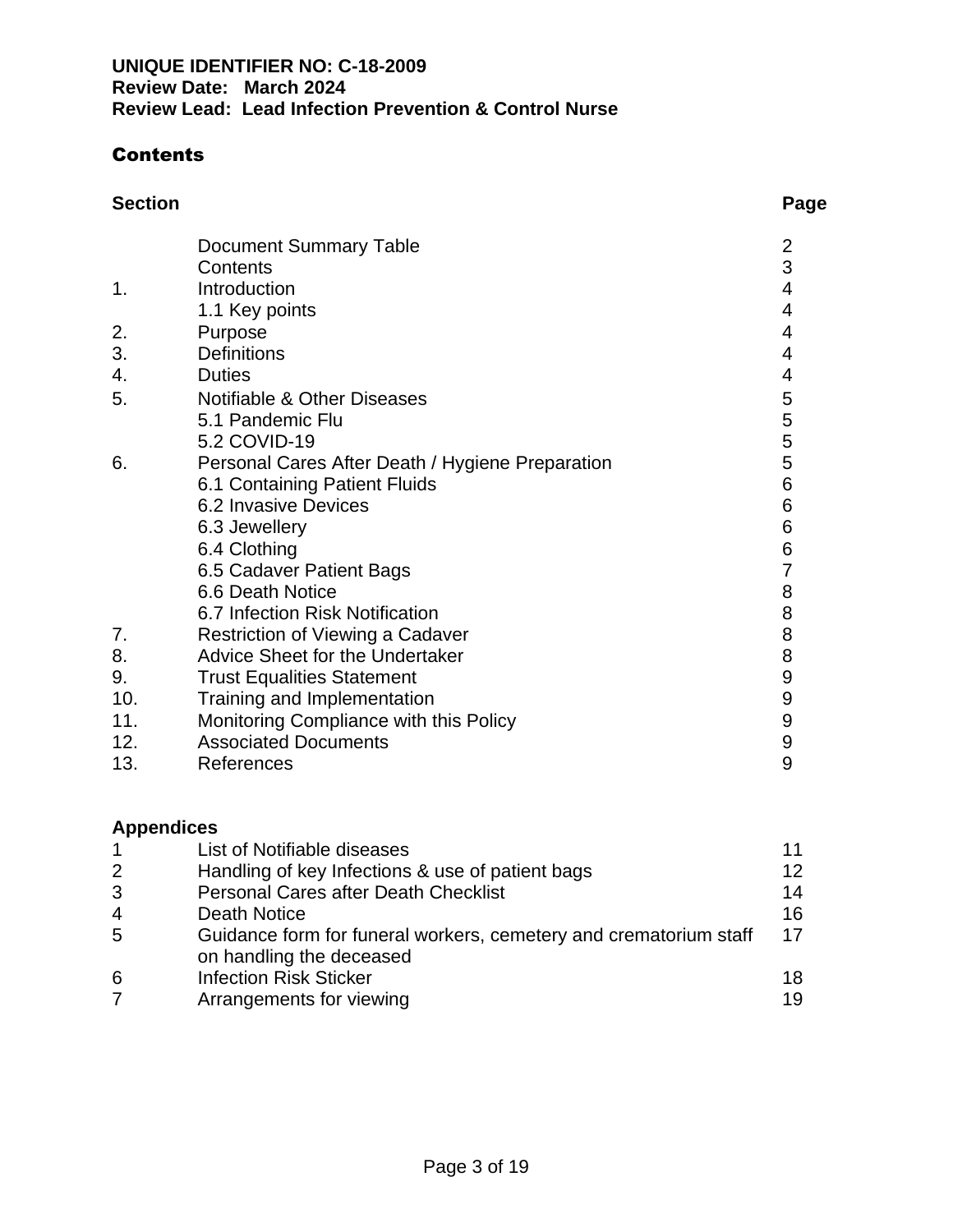**UNIQUE IDENTIFIER NO: C-18-2009**
**Review Date: March 2024**
**Review Lead: Lead Infection Prevention & Control Nurse**

## Contents

| Section | | Page |
|---|---|---|
| | Document Summary Table | 2 |
| | Contents | 3 |
| 1. | Introduction | 4 |
| | 1.1 Key points | 4 |
| 2. | Purpose | 4 |
| 3. | Definitions | 4 |
| 4. | Duties | 4 |
| 5. | Notifiable & Other Diseases | 5 |
| | 5.1 Pandemic Flu | 5 |
| | 5.2 COVID-19 | 5 |
| 6. | Personal Cares After Death / Hygiene Preparation | 5 |
| | 6.1 Containing Patient Fluids | 6 |
| | 6.2 Invasive Devices | 6 |
| | 6.3 Jewellery | 6 |
| | 6.4 Clothing | 6 |
| | 6.5 Cadaver Patient Bags | 7 |
| | 6.6 Death Notice | 8 |
| | 6.7 Infection Risk Notification | 8 |
| 7. | Restriction of Viewing a Cadaver | 8 |
| 8. | Advice Sheet for the Undertaker | 8 |
| 9. | Trust Equalities Statement | 9 |
| 10. | Training and Implementation | 9 |
| 11. | Monitoring Compliance with this Policy | 9 |
| 12. | Associated Documents | 9 |
| 13. | References | 9 |

**Appendices**

| | | |
|---|---|---|
| 1 | List of Notifiable diseases | 11 |
| 2 | Handling of key Infections & use of patient bags | 12 |
| 3 | Personal Cares after Death Checklist | 14 |
| 4 | Death Notice | 16 |
| 5 | Guidance form for funeral workers, cemetery and crematorium staff on handling the deceased | 17 |
| 6 | Infection Risk Sticker | 18 |
| 7 | Arrangements for viewing | 19 |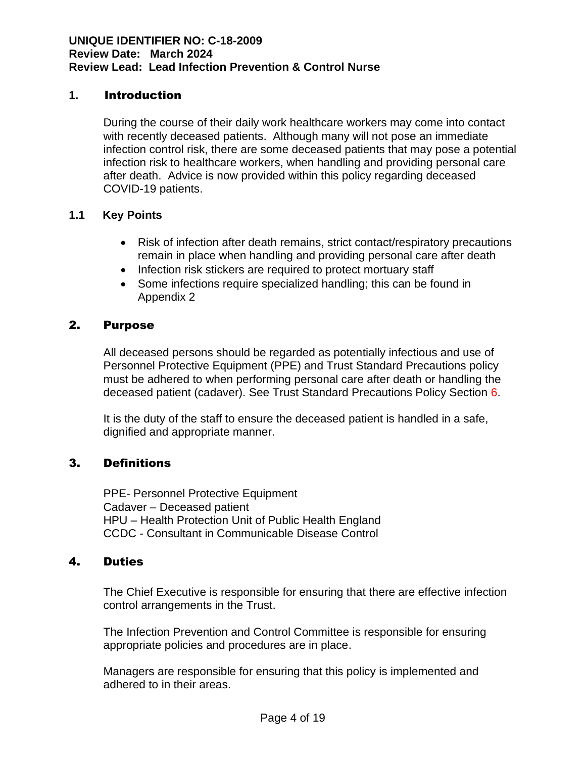**UNIQUE IDENTIFIER NO: C-18-2009**
**Review Date: March 2024**
**Review Lead: Lead Infection Prevention & Control Nurse**

## 1. Introduction

During the course of their daily work healthcare workers may come into contact with recently deceased patients. Although many will not pose an immediate infection control risk, there are some deceased patients that may pose a potential infection risk to healthcare workers, when handling and providing personal care after death. Advice is now provided within this policy regarding deceased COVID-19 patients.

### 1.1 Key Points

- Risk of infection after death remains, strict contact/respiratory precautions remain in place when handling and providing personal care after death
- Infection risk stickers are required to protect mortuary staff
- Some infections require specialized handling; this can be found in Appendix 2

## 2. Purpose

All deceased persons should be regarded as potentially infectious and use of Personnel Protective Equipment (PPE) and Trust Standard Precautions policy must be adhered to when performing personal care after death or handling the deceased patient (cadaver). See Trust Standard Precautions Policy Section 6.

It is the duty of the staff to ensure the deceased patient is handled in a safe, dignified and appropriate manner.

## 3. Definitions

PPE- Personnel Protective Equipment
Cadaver – Deceased patient
HPU – Health Protection Unit of Public Health England
CCDC - Consultant in Communicable Disease Control

## 4. Duties

The Chief Executive is responsible for ensuring that there are effective infection control arrangements in the Trust.

The Infection Prevention and Control Committee is responsible for ensuring appropriate policies and procedures are in place.

Managers are responsible for ensuring that this policy is implemented and adhered to in their areas.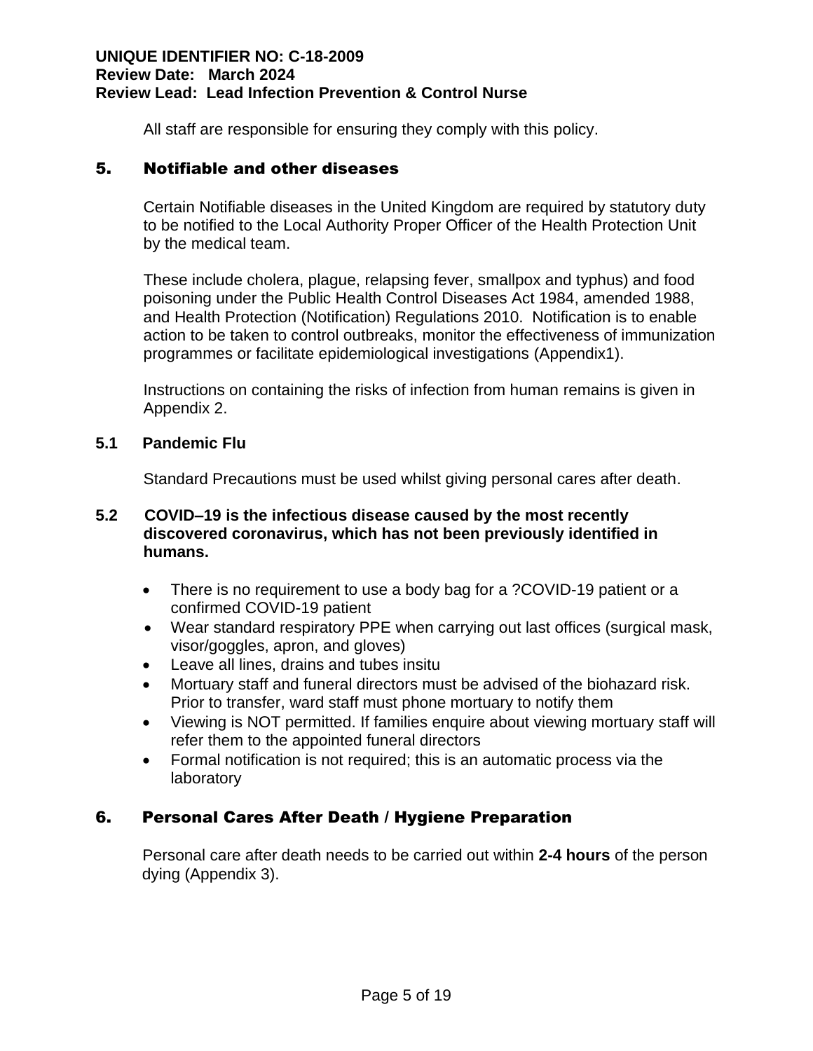All staff are responsible for ensuring they comply with this policy.

## 5. Notifiable and other diseases

Certain Notifiable diseases in the United Kingdom are required by statutory duty to be notified to the Local Authority Proper Officer of the Health Protection Unit by the medical team.

These include cholera, plague, relapsing fever, smallpox and typhus) and food poisoning under the Public Health Control Diseases Act 1984, amended 1988, and Health Protection (Notification) Regulations 2010. Notification is to enable action to be taken to control outbreaks, monitor the effectiveness of immunization programmes or facilitate epidemiological investigations (Appendix1).

Instructions on containing the risks of infection from human remains is given in Appendix 2.

### 5.1 Pandemic Flu

Standard Precautions must be used whilst giving personal cares after death.

### 5.2 COVID–19 is the infectious disease caused by the most recently discovered coronavirus, which has not been previously identified in humans.

- There is no requirement to use a body bag for a ?COVID-19 patient or a confirmed COVID-19 patient
- Wear standard respiratory PPE when carrying out last offices (surgical mask, visor/goggles, apron, and gloves)
- Leave all lines, drains and tubes insitu
- Mortuary staff and funeral directors must be advised of the biohazard risk. Prior to transfer, ward staff must phone mortuary to notify them
- Viewing is NOT permitted. If families enquire about viewing mortuary staff will refer them to the appointed funeral directors
- Formal notification is not required; this is an automatic process via the laboratory

## 6. Personal Cares After Death / Hygiene Preparation

Personal care after death needs to be carried out within **2-4 hours** of the person dying (Appendix 3).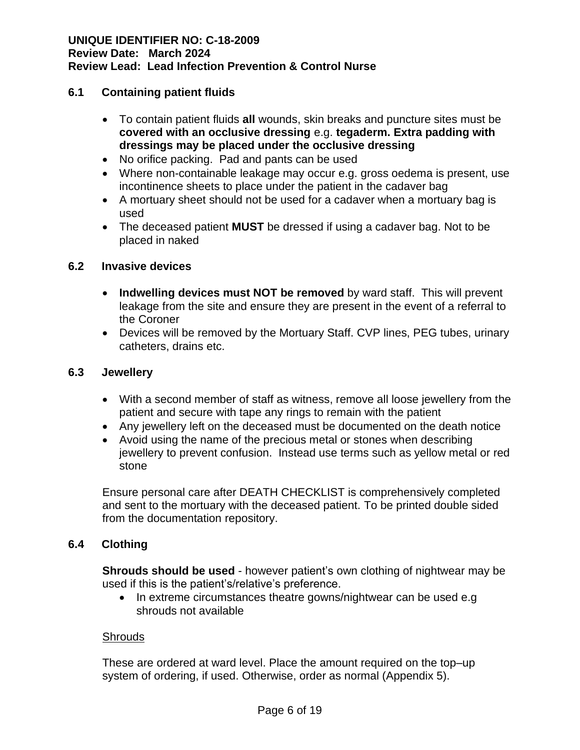### 6.1 Containing patient fluids

- To contain patient fluids **all** wounds, skin breaks and puncture sites must be **covered with an occlusive dressing** e.g. **tegaderm. Extra padding with dressings may be placed under the occlusive dressing**
- No orifice packing. Pad and pants can be used
- Where non-containable leakage may occur e.g. gross oedema is present, use incontinence sheets to place under the patient in the cadaver bag
- A mortuary sheet should not be used for a cadaver when a mortuary bag is used
- The deceased patient **MUST** be dressed if using a cadaver bag. Not to be placed in naked

### 6.2 Invasive devices

- **Indwelling devices must NOT be removed** by ward staff. This will prevent leakage from the site and ensure they are present in the event of a referral to the Coroner
- Devices will be removed by the Mortuary Staff. CVP lines, PEG tubes, urinary catheters, drains etc.

### 6.3 Jewellery

- With a second member of staff as witness, remove all loose jewellery from the patient and secure with tape any rings to remain with the patient
- Any jewellery left on the deceased must be documented on the death notice
- Avoid using the name of the precious metal or stones when describing jewellery to prevent confusion. Instead use terms such as yellow metal or red stone

Ensure personal care after DEATH CHECKLIST is comprehensively completed and sent to the mortuary with the deceased patient. To be printed double sided from the documentation repository.

### 6.4 Clothing

**Shrouds should be used** - however patient's own clothing of nightwear may be used if this is the patient's/relative's preference.

- In extreme circumstances theatre gowns/nightwear can be used e.g shrouds not available

Shrouds

These are ordered at ward level. Place the amount required on the top–up system of ordering, if used. Otherwise, order as normal (Appendix 5).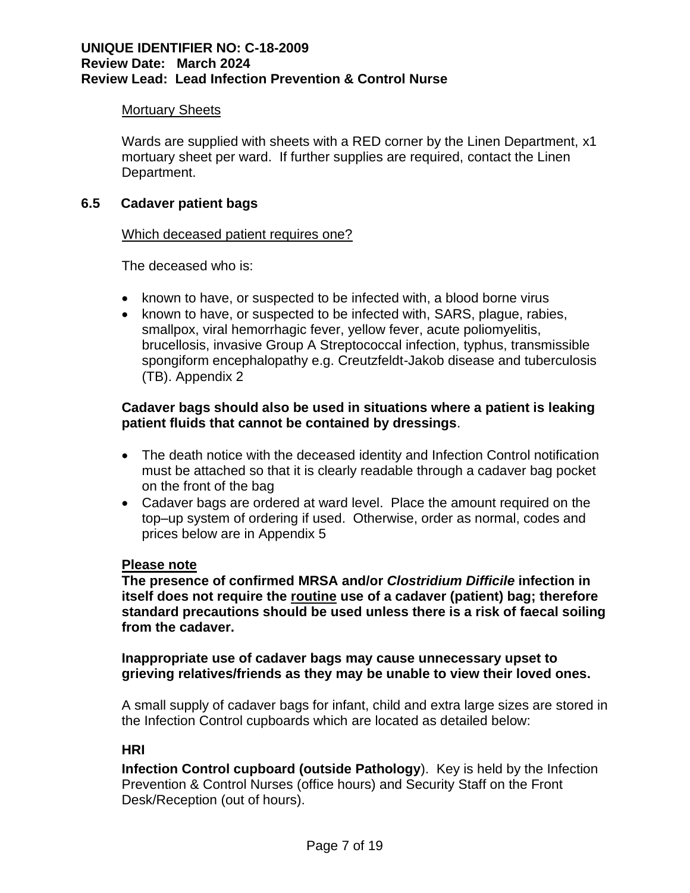Mortuary Sheets

Wards are supplied with sheets with a RED corner by the Linen Department, x1 mortuary sheet per ward. If further supplies are required, contact the Linen Department.

### 6.5 Cadaver patient bags

Which deceased patient requires one?

The deceased who is:

- known to have, or suspected to be infected with, a blood borne virus
- known to have, or suspected to be infected with, SARS, plague, rabies, smallpox, viral hemorrhagic fever, yellow fever, acute poliomyelitis, brucellosis, invasive Group A Streptococcal infection, typhus, transmissible spongiform encephalopathy e.g. Creutzfeldt-Jakob disease and tuberculosis (TB). Appendix 2

**Cadaver bags should also be used in situations where a patient is leaking patient fluids that cannot be contained by dressings**.

- The death notice with the deceased identity and Infection Control notification must be attached so that it is clearly readable through a cadaver bag pocket on the front of the bag
- Cadaver bags are ordered at ward level. Place the amount required on the top–up system of ordering if used. Otherwise, order as normal, codes and prices below are in Appendix 5

**Please note**

**The presence of confirmed MRSA and/or *Clostridium Difficile* infection in itself does not require the routine use of a cadaver (patient) bag; therefore standard precautions should be used unless there is a risk of faecal soiling from the cadaver.**

**Inappropriate use of cadaver bags may cause unnecessary upset to grieving relatives/friends as they may be unable to view their loved ones.**

A small supply of cadaver bags for infant, child and extra large sizes are stored in the Infection Control cupboards which are located as detailed below:

**HRI**

**Infection Control cupboard (outside Pathology**). Key is held by the Infection Prevention & Control Nurses (office hours) and Security Staff on the Front Desk/Reception (out of hours).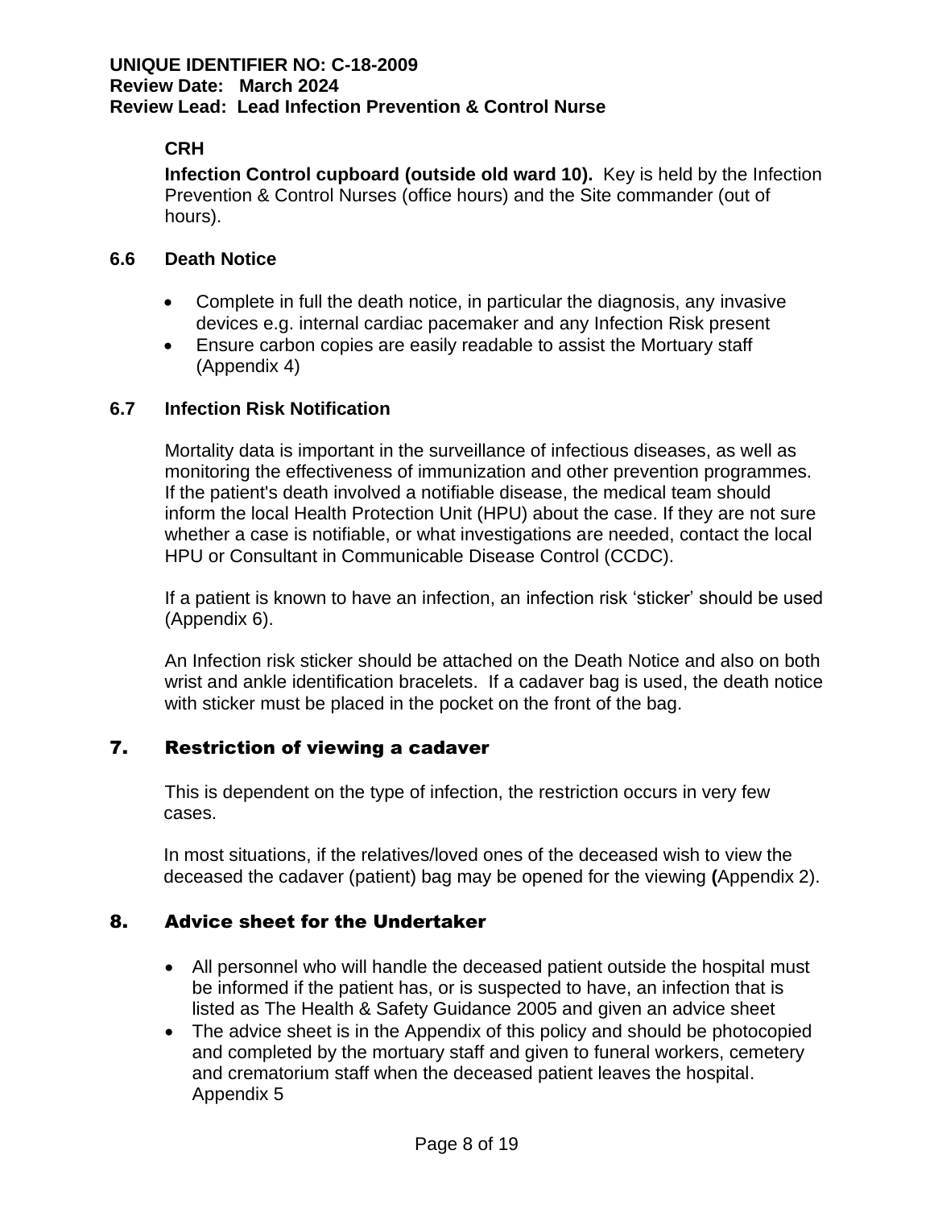**CRH**

**Infection Control cupboard (outside old ward 10).** Key is held by the Infection Prevention & Control Nurses (office hours) and the Site commander (out of hours).

### 6.6 Death Notice

- Complete in full the death notice, in particular the diagnosis, any invasive devices e.g. internal cardiac pacemaker and any Infection Risk present
- Ensure carbon copies are easily readable to assist the Mortuary staff (Appendix 4)

### 6.7 Infection Risk Notification

Mortality data is important in the surveillance of infectious diseases, as well as monitoring the effectiveness of immunization and other prevention programmes. If the patient's death involved a notifiable disease, the medical team should inform the local Health Protection Unit (HPU) about the case. If they are not sure whether a case is notifiable, or what investigations are needed, contact the local HPU or Consultant in Communicable Disease Control (CCDC).

If a patient is known to have an infection, an infection risk 'sticker' should be used (Appendix 6).

An Infection risk sticker should be attached on the Death Notice and also on both wrist and ankle identification bracelets. If a cadaver bag is used, the death notice with sticker must be placed in the pocket on the front of the bag.

## 7. Restriction of viewing a cadaver

This is dependent on the type of infection, the restriction occurs in very few cases.

In most situations, if the relatives/loved ones of the deceased wish to view the deceased the cadaver (patient) bag may be opened for the viewing **(**Appendix 2).

## 8. Advice sheet for the Undertaker

- All personnel who will handle the deceased patient outside the hospital must be informed if the patient has, or is suspected to have, an infection that is listed as The Health & Safety Guidance 2005 and given an advice sheet
- The advice sheet is in the Appendix of this policy and should be photocopied and completed by the mortuary staff and given to funeral workers, cemetery and crematorium staff when the deceased patient leaves the hospital. Appendix 5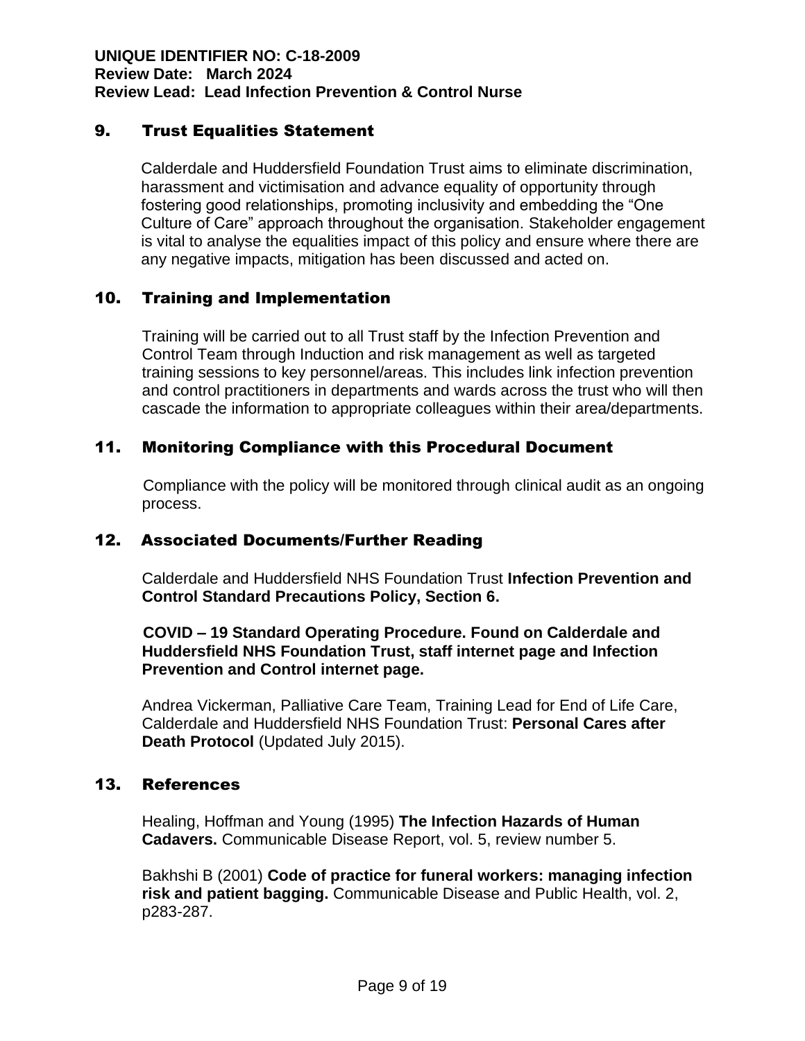## 9. Trust Equalities Statement

Calderdale and Huddersfield Foundation Trust aims to eliminate discrimination, harassment and victimisation and advance equality of opportunity through fostering good relationships, promoting inclusivity and embedding the "One Culture of Care" approach throughout the organisation. Stakeholder engagement is vital to analyse the equalities impact of this policy and ensure where there are any negative impacts, mitigation has been discussed and acted on.

## 10. Training and Implementation

Training will be carried out to all Trust staff by the Infection Prevention and Control Team through Induction and risk management as well as targeted training sessions to key personnel/areas. This includes link infection prevention and control practitioners in departments and wards across the trust who will then cascade the information to appropriate colleagues within their area/departments.

## 11. Monitoring Compliance with this Procedural Document

Compliance with the policy will be monitored through clinical audit as an ongoing process.

## 12. Associated Documents/Further Reading

Calderdale and Huddersfield NHS Foundation Trust **Infection Prevention and Control Standard Precautions Policy, Section 6.**

**COVID – 19 Standard Operating Procedure. Found on Calderdale and Huddersfield NHS Foundation Trust, staff internet page and Infection Prevention and Control internet page.**

Andrea Vickerman, Palliative Care Team, Training Lead for End of Life Care, Calderdale and Huddersfield NHS Foundation Trust: **Personal Cares after Death Protocol** (Updated July 2015).

## 13. References

Healing, Hoffman and Young (1995) **The Infection Hazards of Human Cadavers.** Communicable Disease Report, vol. 5, review number 5.

Bakhshi B (2001) **Code of practice for funeral workers: managing infection risk and patient bagging.** Communicable Disease and Public Health, vol. 2, p283-287.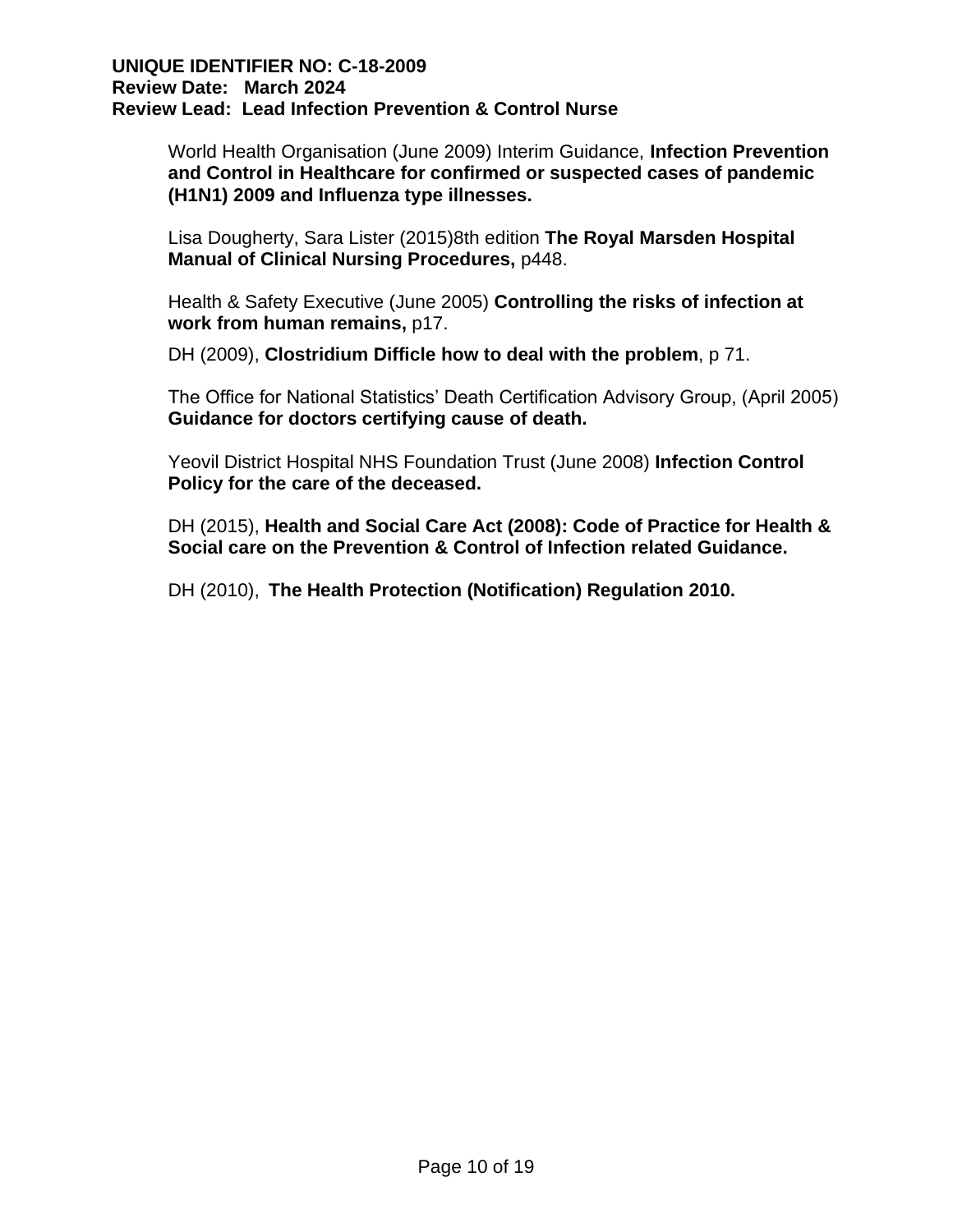World Health Organisation (June 2009) Interim Guidance, **Infection Prevention and Control in Healthcare for confirmed or suspected cases of pandemic (H1N1) 2009 and Influenza type illnesses.**

Lisa Dougherty, Sara Lister (2015)8th edition **The Royal Marsden Hospital Manual of Clinical Nursing Procedures,** p448.

Health & Safety Executive (June 2005) **Controlling the risks of infection at work from human remains,** p17.

DH (2009), **Clostridium Difficle how to deal with the problem**, p 71.

The Office for National Statistics' Death Certification Advisory Group, (April 2005) **Guidance for doctors certifying cause of death.**

Yeovil District Hospital NHS Foundation Trust (June 2008) **Infection Control Policy for the care of the deceased.**

DH (2015), **Health and Social Care Act (2008): Code of Practice for Health & Social care on the Prevention & Control of Infection related Guidance.**

DH (2010), **The Health Protection (Notification) Regulation 2010.**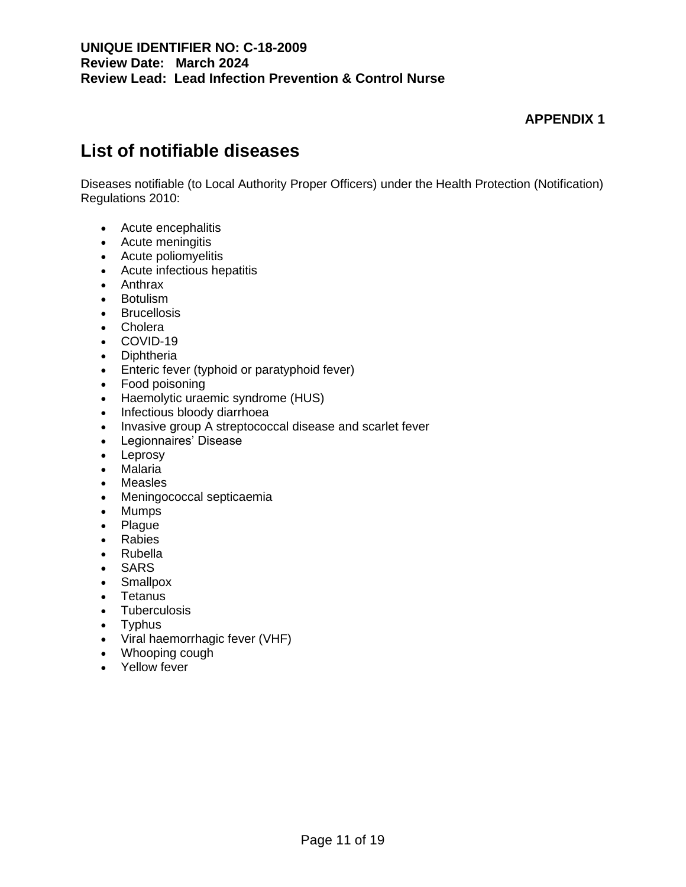**APPENDIX 1**

# List of notifiable diseases

Diseases notifiable (to Local Authority Proper Officers) under the Health Protection (Notification) Regulations 2010:

- Acute encephalitis
- Acute meningitis
- Acute poliomyelitis
- Acute infectious hepatitis
- Anthrax
- Botulism
- Brucellosis
- Cholera
- COVID-19
- Diphtheria
- Enteric fever (typhoid or paratyphoid fever)
- Food poisoning
- Haemolytic uraemic syndrome (HUS)
- Infectious bloody diarrhoea
- Invasive group A streptococcal disease and scarlet fever
- Legionnaires' Disease
- Leprosy
- Malaria
- Measles
- Meningococcal septicaemia
- Mumps
- Plague
- Rabies
- Rubella
- SARS
- Smallpox
- Tetanus
- Tuberculosis
- Typhus
- Viral haemorrhagic fever (VHF)
- Whooping cough
- Yellow fever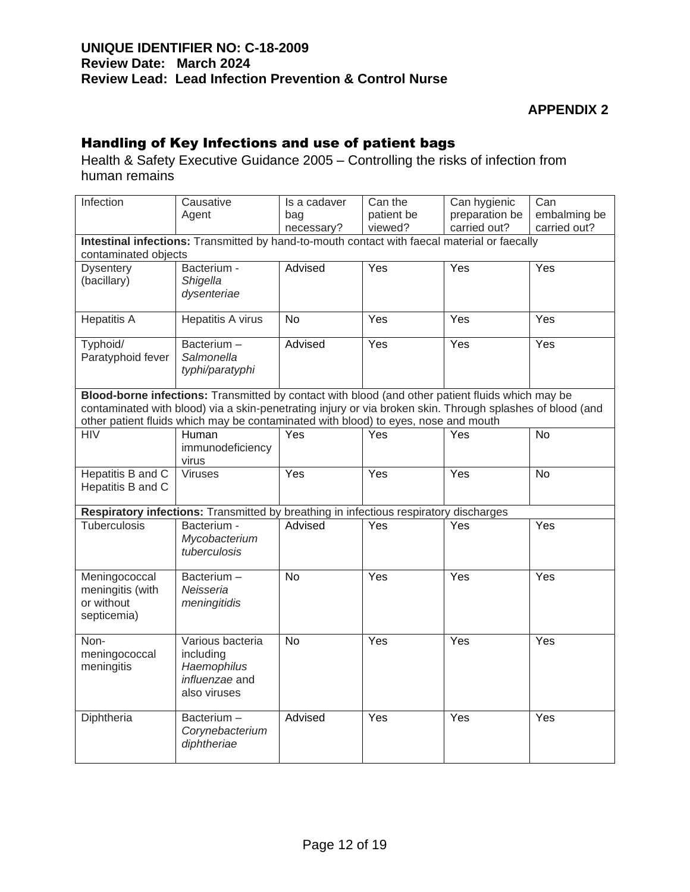**UNIQUE IDENTIFIER NO: C-18-2009**
**Review Date: March 2024**
**Review Lead: Lead Infection Prevention & Control Nurse**

**APPENDIX 2**

## Handling of Key Infections and use of patient bags

Health & Safety Executive Guidance 2005 – Controlling the risks of infection from human remains

| Infection | Causative Agent | Is a cadaver bag necessary? | Can the patient be viewed? | Can hygienic preparation be carried out? | Can embalming be carried out? |
|---|---|---|---|---|---|
| **Intestinal infections:** Transmitted by hand-to-mouth contact with faecal material or faecally contaminated objects | | | | | |
| Dysentery (bacillary) | Bacterium - *Shigella dysenteriae* | Advised | Yes | Yes | Yes |
| Hepatitis A | Hepatitis A virus | No | Yes | Yes | Yes |
| Typhoid/ Paratyphoid fever | Bacterium – *Salmonella typhi/paratyphi* | Advised | Yes | Yes | Yes |
| **Blood-borne infections:** Transmitted by contact with blood (and other patient fluids which may be contaminated with blood) via a skin-penetrating injury or via broken skin. Through splashes of blood (and other patient fluids which may be contaminated with blood) to eyes, nose and mouth | | | | | |
| HIV | Human immunodeficiency virus | Yes | Yes | Yes | No |
| Hepatitis B and C Hepatitis B and C | Viruses | Yes | Yes | Yes | No |
| **Respiratory infections:** Transmitted by breathing in infectious respiratory discharges | | | | | |
| Tuberculosis | Bacterium - *Mycobacterium tuberculosis* | Advised | Yes | Yes | Yes |
| Meningococcal meningitis (with or without septicemia) | Bacterium – *Neisseria meningitidis* | No | Yes | Yes | Yes |
| Non-meningococcal meningitis | Various bacteria including *Haemophilus influenzae* and also viruses | No | Yes | Yes | Yes |
| Diphtheria | Bacterium – *Corynebacterium diphtheriae* | Advised | Yes | Yes | Yes |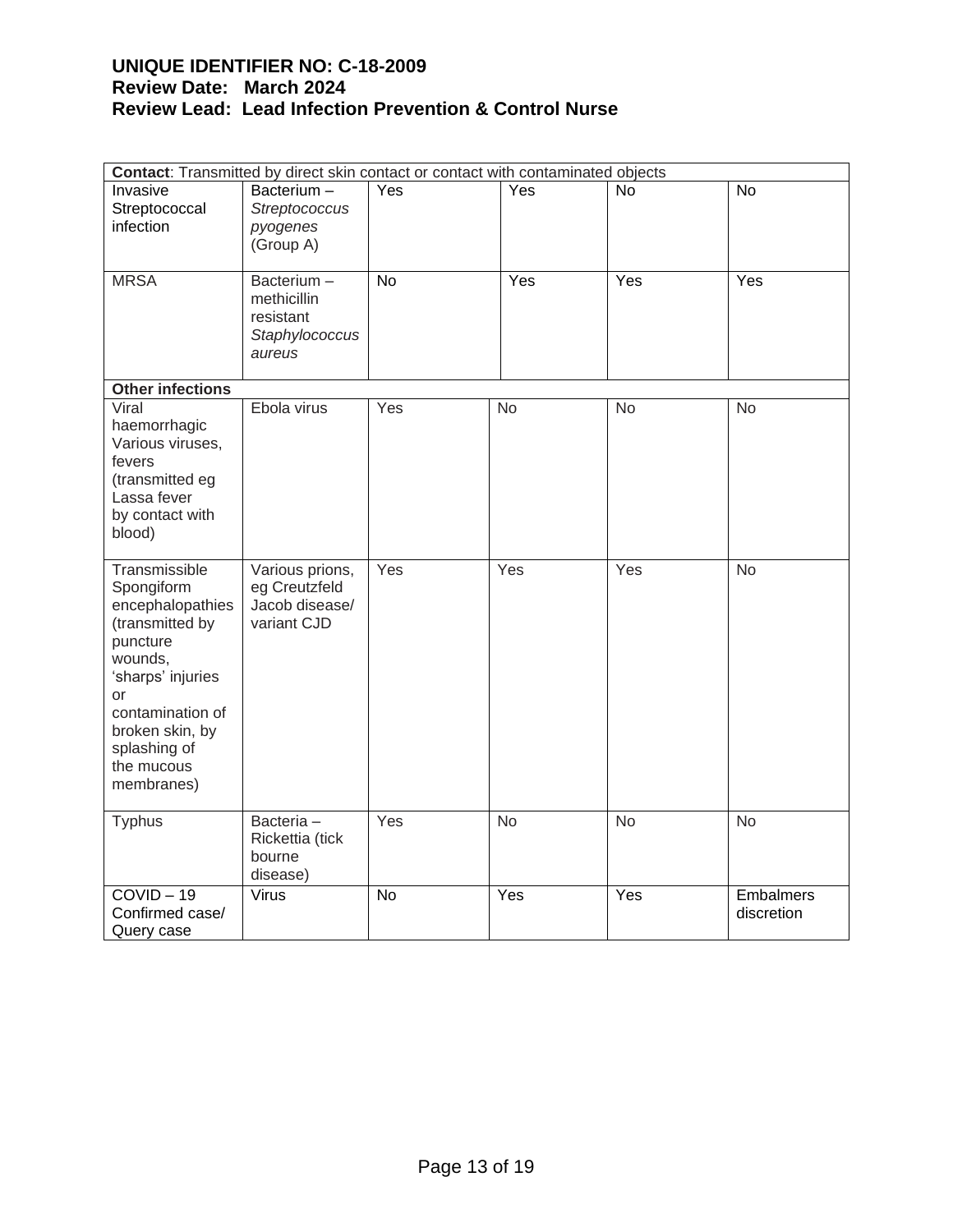| | | | | | |
|---|---|---|---|---|---|
| **Contact**: Transmitted by direct skin contact or contact with contaminated objects | | | | | |
| Invasive Streptococcal infection | Bacterium – *Streptococcus pyogenes* (Group A) | Yes | Yes | No | No |
| MRSA | Bacterium – methicillin resistant *Staphylococcus aureus* | No | Yes | Yes | Yes |
| **Other infections** | | | | | |
| Viral haemorrhagic Various viruses, fevers (transmitted eg Lassa fever by contact with blood) | Ebola virus | Yes | No | No | No |
| Transmissible Spongiform encephalopathies (transmitted by puncture wounds, 'sharps' injuries or contamination of broken skin, by splashing of the mucous membranes) | Various prions, eg Creutzfeld Jacob disease/ variant CJD | Yes | Yes | Yes | No |
| Typhus | Bacteria – Rickettia (tick bourne disease) | Yes | No | No | No |
| COVID – 19 Confirmed case/ Query case | Virus | No | Yes | Yes | Embalmers discretion |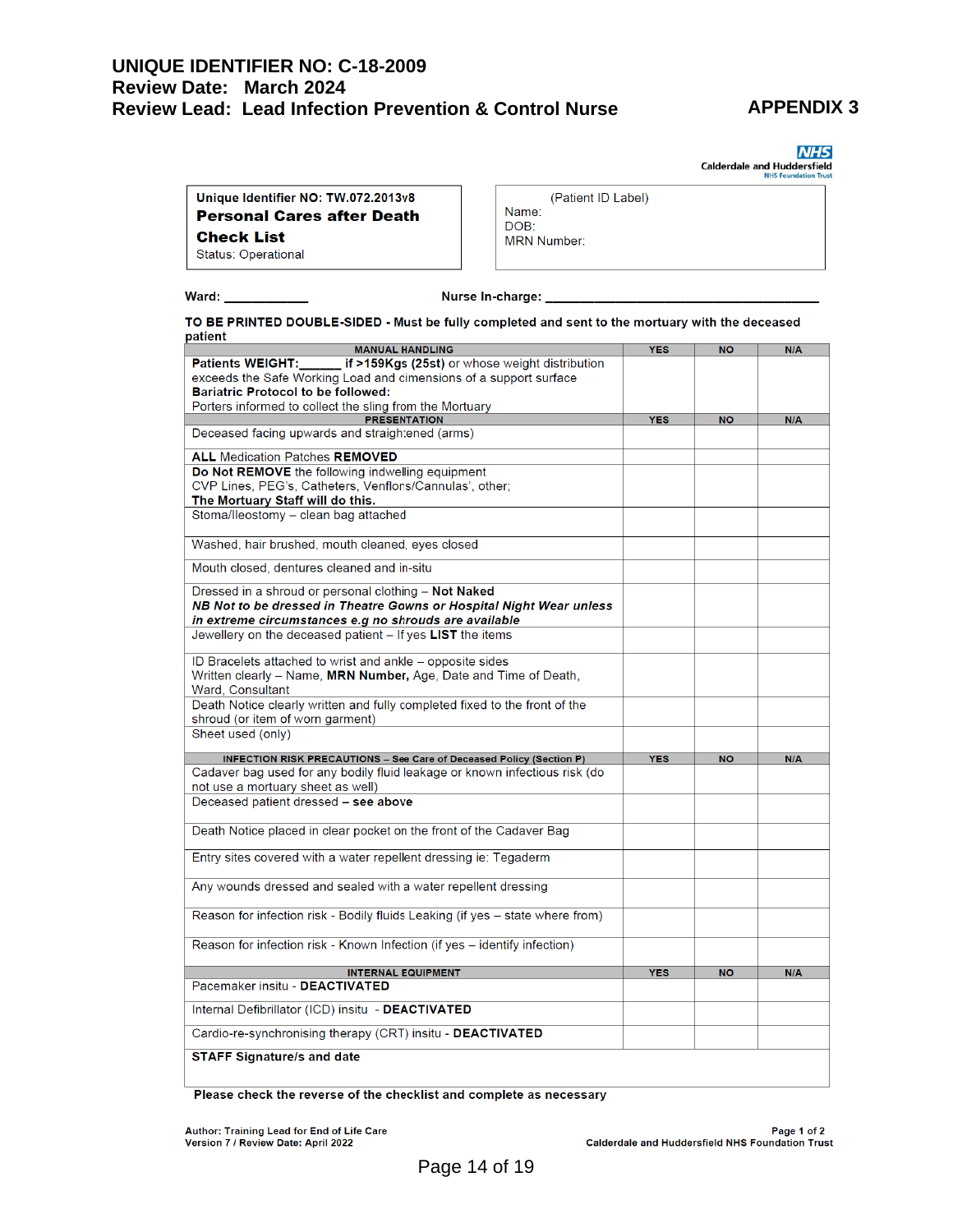**UNIQUE IDENTIFIER NO: C-18-2009**
**Review Date: March 2024**
**Review Lead: Lead Infection Prevention & Control Nurse**

**APPENDIX 3**

Calderdale and Huddersfield NHS Foundation Trust

| Unique Identifier NO: TW.072.2013v8<br>**Personal Cares after Death Check List**<br>Status: Operational | (Patient ID Label)<br>Name:<br>DOB:<br>MRN Number: |
|---|---|

**Ward:** ____________ **Nurse In-charge:** ________________________________________

**TO BE PRINTED DOUBLE-SIDED - Must be fully completed and sent to the mortuary with the deceased patient**

| MANUAL HANDLING | YES | NO | N/A |
|---|---|---|---|
| **Patients WEIGHT:\_\_\_\_\_\_ if >159Kgs (25st)** or whose weight distribution exceeds the Safe Working Load and cimensions of a support surface **Bariatric Protocol to be followed:** Porters informed to collect the sling from the Mortuary | | | |
| **PRESENTATION** | **YES** | **NO** | **N/A** |
| Deceased facing upwards and straightened (arms) | | | |
| **ALL** Medication Patches **REMOVED** | | | |
| **Do Not REMOVE** the following indwelling equipment CVP Lines, PEG's, Catheters, Venflons/Cannulas', other; **The Mortuary Staff will do this.** | | | |
| Stoma/Ileostomy – clean bag attached | | | |
| Washed, hair brushed, mouth cleaned, eyes closed | | | |
| Mouth closed, dentures cleaned and in-situ | | | |
| Dressed in a shroud or personal clothing – **Not Naked** ***NB Not to be dressed in Theatre Gowns or Hospital Night Wear unless in extreme circumstances e.g no shrouds are available*** | | | |
| Jewellery on the deceased patient – If yes **LIST** the items | | | |
| ID Bracelets attached to wrist and ankle – opposite sides Written clearly – Name, **MRN Number,** Age, Date and Time of Death, Ward, Consultant | | | |
| Death Notice clearly written and fully completed fixed to the front of the shroud (or item of worn garment) | | | |
| Sheet used (only) | | | |
| **INFECTION RISK PRECAUTIONS – See Care of Deceased Policy (Section P)** | **YES** | **NO** | **N/A** |
| Cadaver bag used for any bodily fluid leakage or known infectious risk (do not use a mortuary sheet as well) | | | |
| Deceased patient dressed **– see above** | | | |
| Death Notice placed in clear pocket on the front of the Cadaver Bag | | | |
| Entry sites covered with a water repellent dressing ie: Tegaderm | | | |
| Any wounds dressed and sealed with a water repellent dressing | | | |
| Reason for infection risk - Bodily fluids Leaking (if yes – state where from) | | | |
| Reason for infection risk - Known Infection (if yes – identify infection) | | | |
| **INTERNAL EQUIPMENT** | **YES** | **NO** | **N/A** |
| Pacemaker insitu - **DEACTIVATED** | | | |
| Internal Defibrillator (ICD) insitu - **DEACTIVATED** | | | |
| Cardio-re-synchronising therapy (CRT) insitu - **DEACTIVATED** | | | |
| **STAFF Signature/s and date** | | | |

**Please check the reverse of the checklist and complete as necessary**

Author: Training Lead for End of Life Care
Version 7 / Review Date: April 2022

Page 1 of 2
Calderdale and Huddersfield NHS Foundation Trust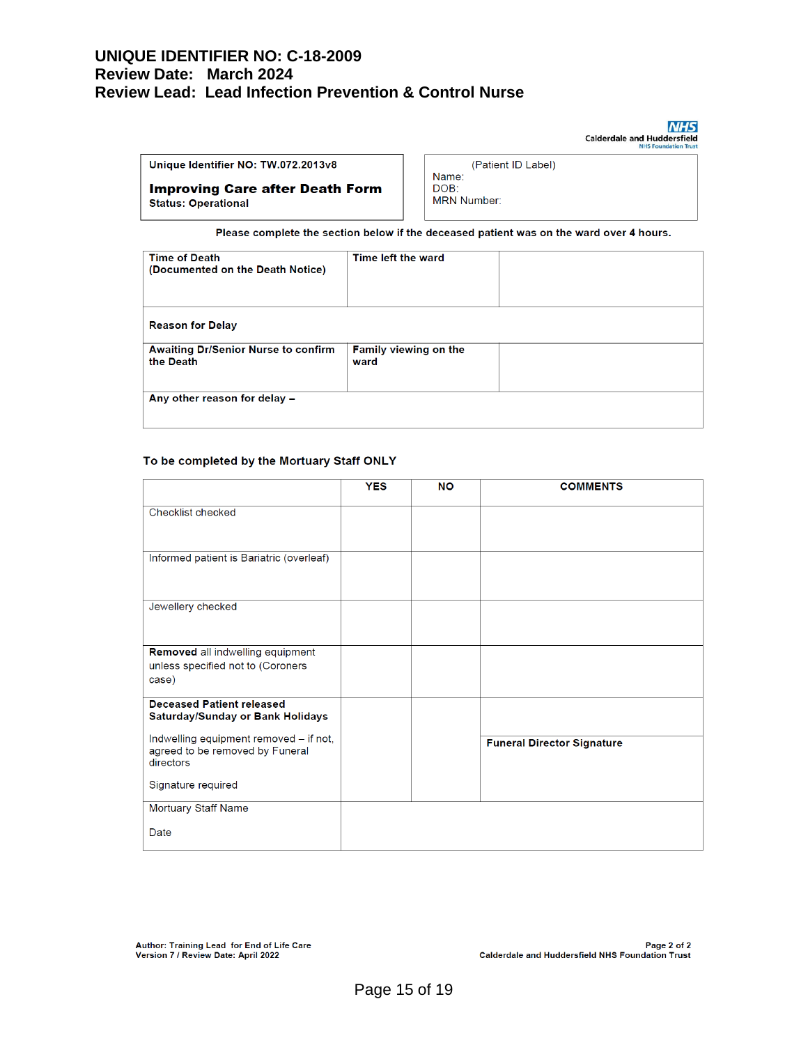**UNIQUE IDENTIFIER NO: C-18-2009**
**Review Date: March 2024**
**Review Lead: Lead Infection Prevention & Control Nurse**

NHS
Calderdale and Huddersfield
NHS Foundation Trust

| Unique Identifier NO: TW.072.2013v8 | (Patient ID Label) |
|---|---|
| **Improving Care after Death Form** <br> **Status: Operational** | Name: <br> DOB: <br> MRN Number: |

**Please complete the section below if the deceased patient was on the ward over 4 hours.**

| Time of Death (Documented on the Death Notice) | Time left the ward | |
|---|---|---|
| **Reason for Delay** | | |
| **Awaiting Dr/Senior Nurse to confirm the Death** | **Family viewing on the ward** | |
| **Any other reason for delay –** | | |

**To be completed by the Mortuary Staff ONLY**

| | YES | NO | COMMENTS |
|---|---|---|---|
| Checklist checked | | | |
| Informed patient is Bariatric (overleaf) | | | |
| Jewellery checked | | | |
| **Removed** all indwelling equipment unless specified not to (Coroners case) | | | |
| **Deceased Patient released Saturday/Sunday or Bank Holidays** <br> Indwelling equipment removed – if not, agreed to be removed by Funeral directors <br> Signature required | | | **Funeral Director Signature** |
| Mortuary Staff Name <br> Date | | | |

Author: Training Lead for End of Life Care
Version 7 / Review Date: April 2022

Page 2 of 2
Calderdale and Huddersfield NHS Foundation Trust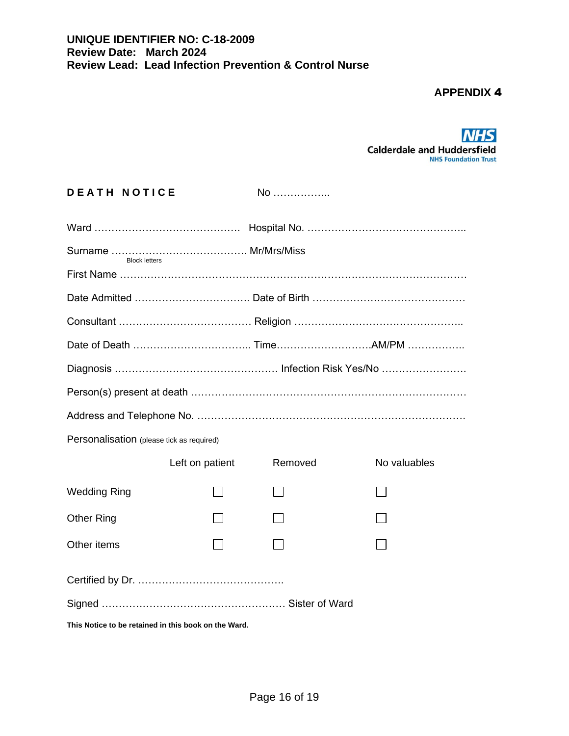**UNIQUE IDENTIFIER NO: C-18-2009**
**Review Date: March 2024**
**Review Lead: Lead Infection Prevention & Control Nurse**

**APPENDIX 4**

Calderdale and Huddersfield
NHS Foundation Trust

**D E A T H   N O T I C E** No ……………..

Ward …………………………………… Hospital No. ………………………………………..

Surname ………………………………… Mr/Mrs/Miss
Block letters

First Name ……………………………………………………………………………………

Date Admitted ……………………………. Date of Birth ………………………………………

Consultant ………………………………… Religion …………………………………………..

Date of Death …………………………….. Time……………………….AM/PM ……………..

Diagnosis ………………………………………… Infection Risk Yes/No …………………….

Person(s) present at death ………………………………………………………………………

Address and Telephone No. ………………………………………………………………………

Personalisation (please tick as required)

| | Left on patient | Removed | No valuables |
|---|---|---|---|
| Wedding Ring | ☐ | ☐ | ☐ |
| Other Ring | ☐ | ☐ | ☐ |
| Other items | ☐ | ☐ | ☐ |

Certified by Dr. ……………………………………

Signed ……………………………………………… Sister of Ward

**This Notice to be retained in this book on the Ward.**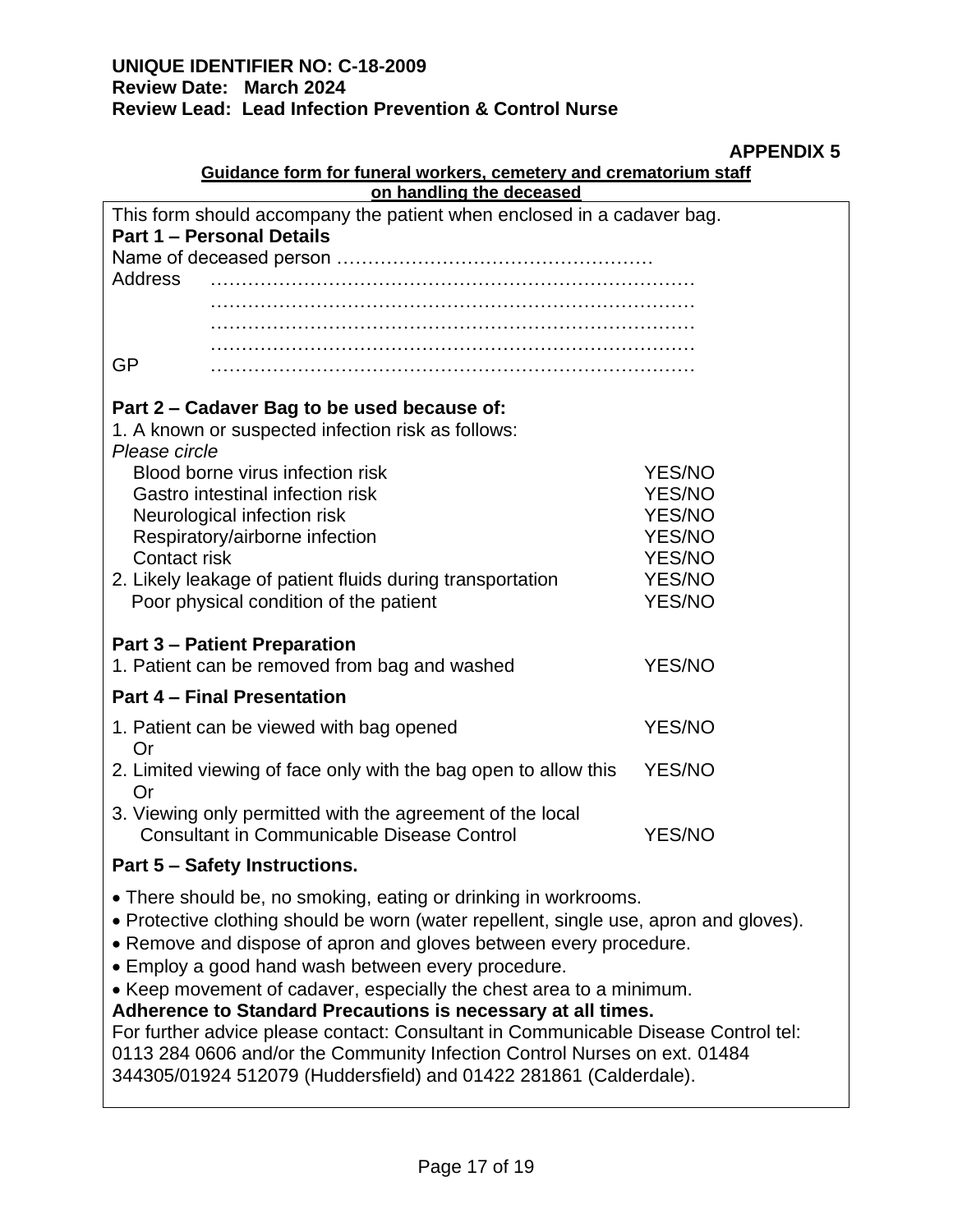**UNIQUE IDENTIFIER NO: C-18-2009**
**Review Date: March 2024**
**Review Lead: Lead Infection Prevention & Control Nurse**

**APPENDIX 5**

**Guidance form for funeral workers, cemetery and crematorium staff on handling the deceased**

This form should accompany the patient when enclosed in a cadaver bag.

**Part 1 – Personal Details**

Name of deceased person ……………………………………………

Address ……………………………………………………………………
……………………………………………………………………
……………………………………………………………………
……………………………………………………………………

GP ……………………………………………………………………

**Part 2 – Cadaver Bag to be used because of:**

1. A known or suspected infection risk as follows:

*Please circle*

| | |
|---|---|
| Blood borne virus infection risk | YES/NO |
| Gastro intestinal infection risk | YES/NO |
| Neurological infection risk | YES/NO |
| Respiratory/airborne infection | YES/NO |
| Contact risk | YES/NO |
| 2. Likely leakage of patient fluids during transportation | YES/NO |
| Poor physical condition of the patient | YES/NO |

**Part 3 – Patient Preparation**

| | |
|---|---|
| 1. Patient can be removed from bag and washed | YES/NO |

**Part 4 – Final Presentation**

| | |
|---|---|
| 1. Patient can be viewed with bag opened<br>Or | YES/NO |
| 2. Limited viewing of face only with the bag open to allow this<br>Or | YES/NO |
| 3. Viewing only permitted with the agreement of the local Consultant in Communicable Disease Control | YES/NO |

**Part 5 – Safety Instructions.**

- There should be, no smoking, eating or drinking in workrooms.
- Protective clothing should be worn (water repellent, single use, apron and gloves).
- Remove and dispose of apron and gloves between every procedure.
- Employ a good hand wash between every procedure.
- Keep movement of cadaver, especially the chest area to a minimum.

**Adherence to Standard Precautions is necessary at all times.**

For further advice please contact: Consultant in Communicable Disease Control tel: 0113 284 0606 and/or the Community Infection Control Nurses on ext. 01484 344305/01924 512079 (Huddersfield) and 01422 281861 (Calderdale).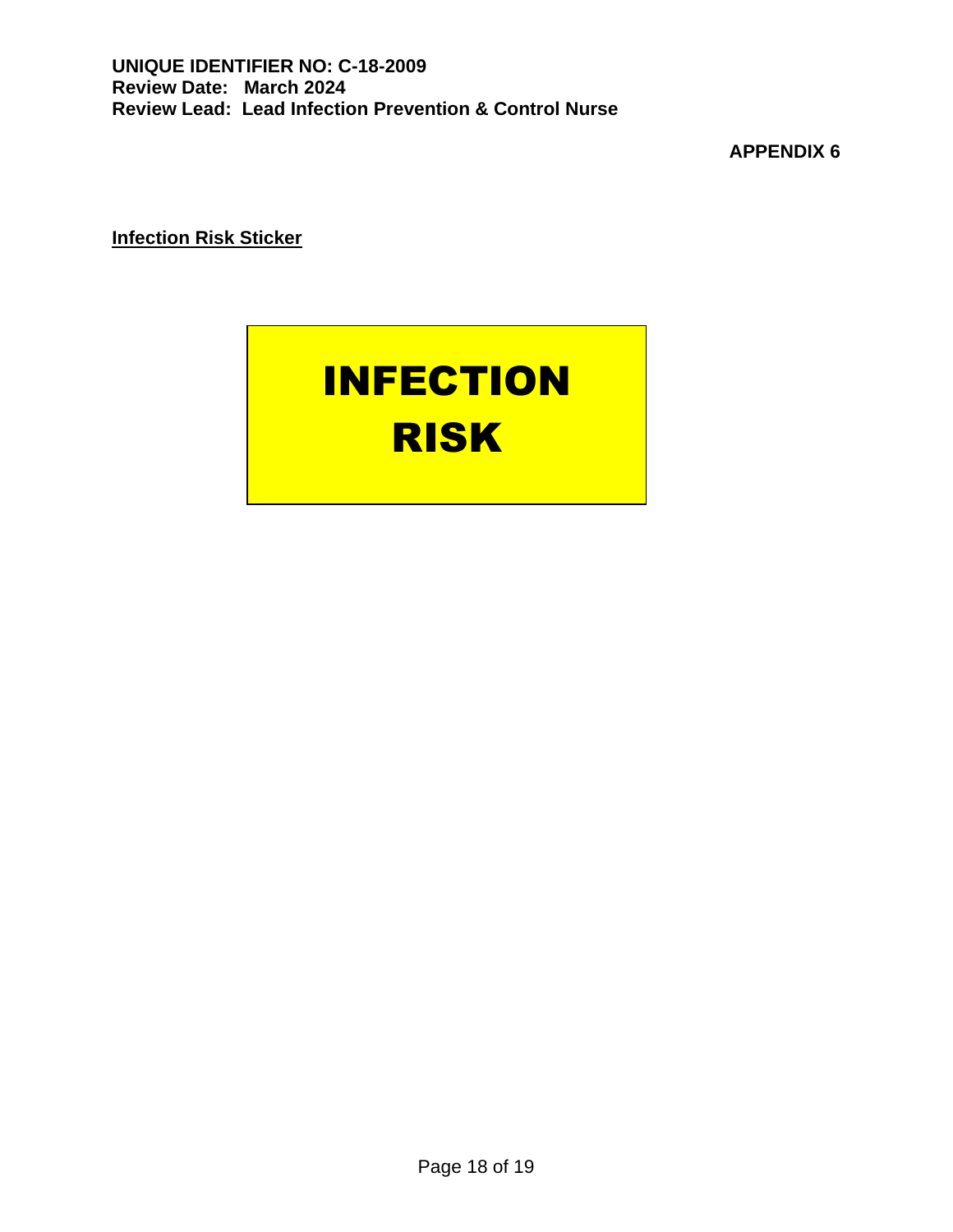**UNIQUE IDENTIFIER NO: C-18-2009**
**Review Date: March 2024**
**Review Lead: Lead Infection Prevention & Control Nurse**

**APPENDIX 6**

**Infection Risk Sticker**

**INFECTION RISK**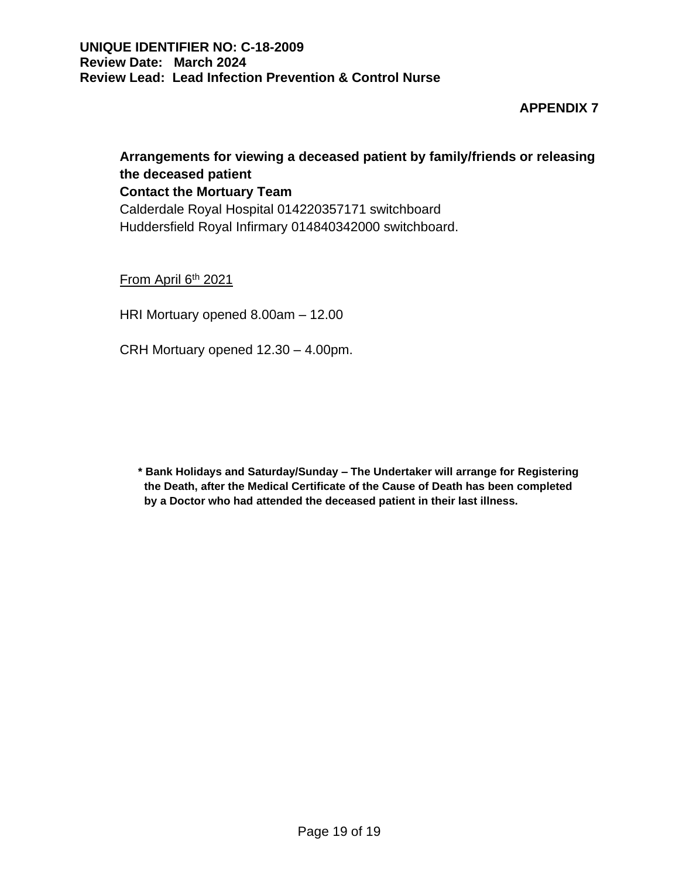**UNIQUE IDENTIFIER NO: C-18-2009**
**Review Date: March 2024**
**Review Lead: Lead Infection Prevention & Control Nurse**

**APPENDIX 7**

**Arrangements for viewing a deceased patient by family/friends or releasing the deceased patient**
**Contact the Mortuary Team**
Calderdale Royal Hospital 014220357171 switchboard
Huddersfield Royal Infirmary 014840342000 switchboard.

From April 6th 2021

HRI Mortuary opened 8.00am – 12.00

CRH Mortuary opened 12.30 – 4.00pm.

**\* Bank Holidays and Saturday/Sunday – The Undertaker will arrange for Registering the Death, after the Medical Certificate of the Cause of Death has been completed by a Doctor who had attended the deceased patient in their last illness.**